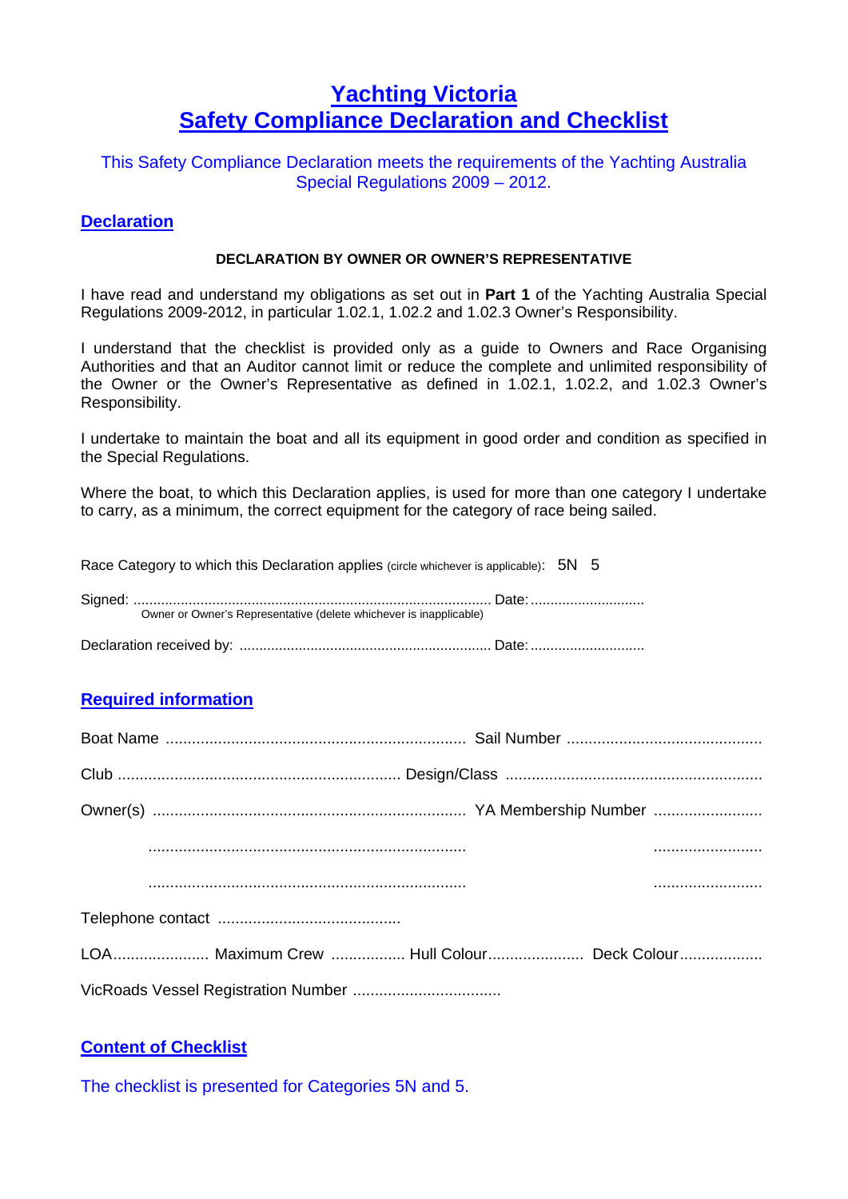# Yachting Victoria
# Safety Compliance Declaration and Checklist

This Safety Compliance Declaration meets the requirements of the Yachting Australia Special Regulations 2009 – 2012.

## Declaration

**DECLARATION BY OWNER OR OWNER'S REPRESENTATIVE**

I have read and understand my obligations as set out in **Part 1** of the Yachting Australia Special Regulations 2009-2012, in particular 1.02.1, 1.02.2 and 1.02.3 Owner's Responsibility.

I understand that the checklist is provided only as a guide to Owners and Race Organising Authorities and that an Auditor cannot limit or reduce the complete and unlimited responsibility of the Owner or the Owner's Representative as defined in 1.02.1, 1.02.2, and 1.02.3 Owner's Responsibility.

I undertake to maintain the boat and all its equipment in good order and condition as specified in the Special Regulations.

Where the boat, to which this Declaration applies, is used for more than one category I undertake to carry, as a minimum, the correct equipment for the category of race being sailed.

Race Category to which this Declaration applies (circle whichever is applicable): 5N 5

Signed: .......................................................................................... Date: ............................
Owner or Owner's Representative (delete whichever is inapplicable)

Declaration received by: ............................................................... Date: ............................

## Required information

Boat Name ..................................................................... Sail Number .............................................

Club ................................................................. Design/Class ...........................................................

Owner(s) ....................................................................... YA Membership Number .........................

.........................................................................  .........................

.........................................................................  .........................

Telephone contact ..........................................

LOA...................... Maximum Crew ................. Hull Colour...................... Deck Colour...................

VicRoads Vessel Registration Number ..................................

## Content of Checklist

The checklist is presented for Categories 5N and 5.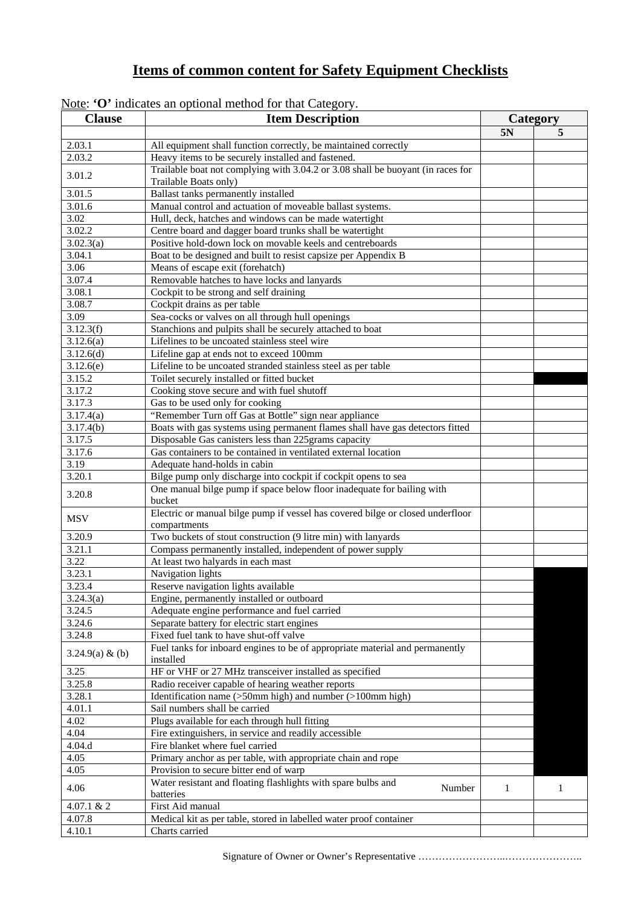# Items of common content for Safety Equipment Checklists

Note: **'O'** indicates an optional method for that Category.

| Clause | Item Description | Category | |
|---|---|---|---|
| | | **5N** | **5** |
| 2.03.1 | All equipment shall function correctly, be maintained correctly | | |
| 2.03.2 | Heavy items to be securely installed and fastened. | | |
| 3.01.2 | Trailable boat not complying with 3.04.2 or 3.08 shall be buoyant (in races for Trailable Boats only) | | |
| 3.01.5 | Ballast tanks permanently installed | | |
| 3.01.6 | Manual control and actuation of moveable ballast systems. | | |
| 3.02 | Hull, deck, hatches and windows can be made watertight | | |
| 3.02.2 | Centre board and dagger board trunks shall be watertight | | |
| 3.02.3(a) | Positive hold-down lock on movable keels and centreboards | | |
| 3.04.1 | Boat to be designed and built to resist capsize per Appendix B | | |
| 3.06 | Means of escape exit (forehatch) | | |
| 3.07.4 | Removable hatches to have locks and lanyards | | |
| 3.08.1 | Cockpit to be strong and self draining | | |
| 3.08.7 | Cockpit drains as per table | | |
| 3.09 | Sea-cocks or valves on all through hull openings | | |
| 3.12.3(f) | Stanchions and pulpits shall be securely attached to boat | | |
| 3.12.6(a) | Lifelines to be uncoated stainless steel wire | | |
| 3.12.6(d) | Lifeline gap at ends not to exceed 100mm | | |
| 3.12.6(e) | Lifeline to be uncoated stranded stainless steel as per table | | |
| 3.15.2 | Toilet securely installed or fitted bucket | | |
| 3.17.2 | Cooking stove secure and with fuel shutoff | | |
| 3.17.3 | Gas to be used only for cooking | | |
| 3.17.4(a) | "Remember Turn off Gas at Bottle" sign near appliance | | |
| 3.17.4(b) | Boats with gas systems using permanent flames shall have gas detectors fitted | | |
| 3.17.5 | Disposable Gas canisters less than 225grams capacity | | |
| 3.17.6 | Gas containers to be contained in ventilated external location | | |
| 3.19 | Adequate hand-holds in cabin | | |
| 3.20.1 | Bilge pump only discharge into cockpit if cockpit opens to sea | | |
| 3.20.8 | One manual bilge pump if space below floor inadequate for bailing with bucket | | |
| MSV | Electric or manual bilge pump if vessel has covered bilge or closed underfloor compartments | | |
| 3.20.9 | Two buckets of stout construction (9 litre min) with lanyards | | |
| 3.21.1 | Compass permanently installed, independent of power supply | | |
| 3.22 | At least two halyards in each mast | | |
| 3.23.1 | Navigation lights | | |
| 3.23.4 | Reserve navigation lights available | | |
| 3.24.3(a) | Engine, permanently installed or outboard | | |
| 3.24.5 | Adequate engine performance and fuel carried | | |
| 3.24.6 | Separate battery for electric start engines | | |
| 3.24.8 | Fixed fuel tank to have shut-off valve | | |
| 3.24.9(a) & (b) | Fuel tanks for inboard engines to be of appropriate material and permanently installed | | |
| 3.25 | HF or VHF or 27 MHz transceiver installed as specified | | |
| 3.25.8 | Radio receiver capable of hearing weather reports | | |
| 3.28.1 | Identification name (>50mm high) and number (>100mm high) | | |
| 4.01.1 | Sail numbers shall be carried | | |
| 4.02 | Plugs available for each through hull fitting | | |
| 4.04 | Fire extinguishers, in service and readily accessible | | |
| 4.04.d | Fire blanket where fuel carried | | |
| 4.05 | Primary anchor as per table, with appropriate chain and rope | | |
| 4.05 | Provision to secure bitter end of warp | | |
| 4.06 | Water resistant and floating flashlights with spare bulbs and batteries — Number | 1 | 1 |
| 4.07.1 & 2 | First Aid manual | | |
| 4.07.8 | Medical kit as per table, stored in labelled water proof container | | |
| 4.10.1 | Charts carried | | |

Signature of Owner or Owner's Representative ……………………..…………………..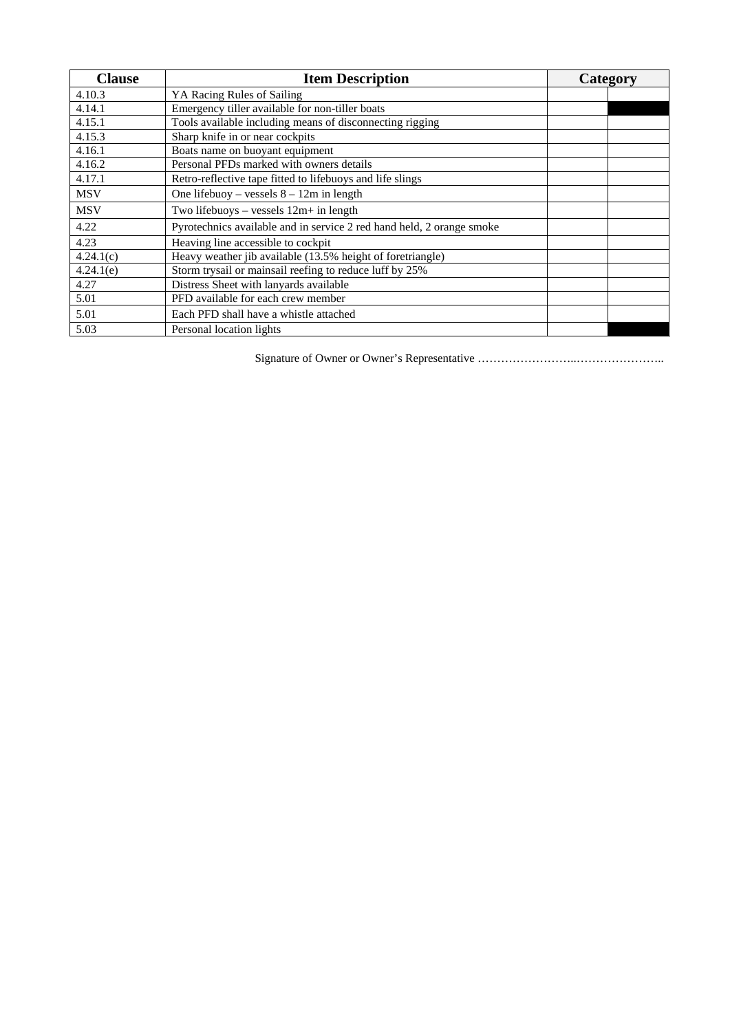| Clause | Item Description | Category | |
|---|---|---|---|
| 4.10.3 | YA Racing Rules of Sailing | | |
| 4.14.1 | Emergency tiller available for non-tiller boats | | |
| 4.15.1 | Tools available including means of disconnecting rigging | | |
| 4.15.3 | Sharp knife in or near cockpits | | |
| 4.16.1 | Boats name on buoyant equipment | | |
| 4.16.2 | Personal PFDs marked with owners details | | |
| 4.17.1 | Retro-reflective tape fitted to lifebuoys and life slings | | |
| MSV | One lifebuoy – vessels 8 – 12m in length | | |
| MSV | Two lifebuoys – vessels 12m+ in length | | |
| 4.22 | Pyrotechnics available and in service 2 red hand held, 2 orange smoke | | |
| 4.23 | Heaving line accessible to cockpit | | |
| 4.24.1(c) | Heavy weather jib available (13.5% height of foretriangle) | | |
| 4.24.1(e) | Storm trysail or mainsail reefing to reduce luff by 25% | | |
| 4.27 | Distress Sheet with lanyards available | | |
| 5.01 | PFD available for each crew member | | |
| 5.01 | Each PFD shall have a whistle attached | | |
| 5.03 | Personal location lights | | |

Signature of Owner or Owner's Representative ……………………..…………………..